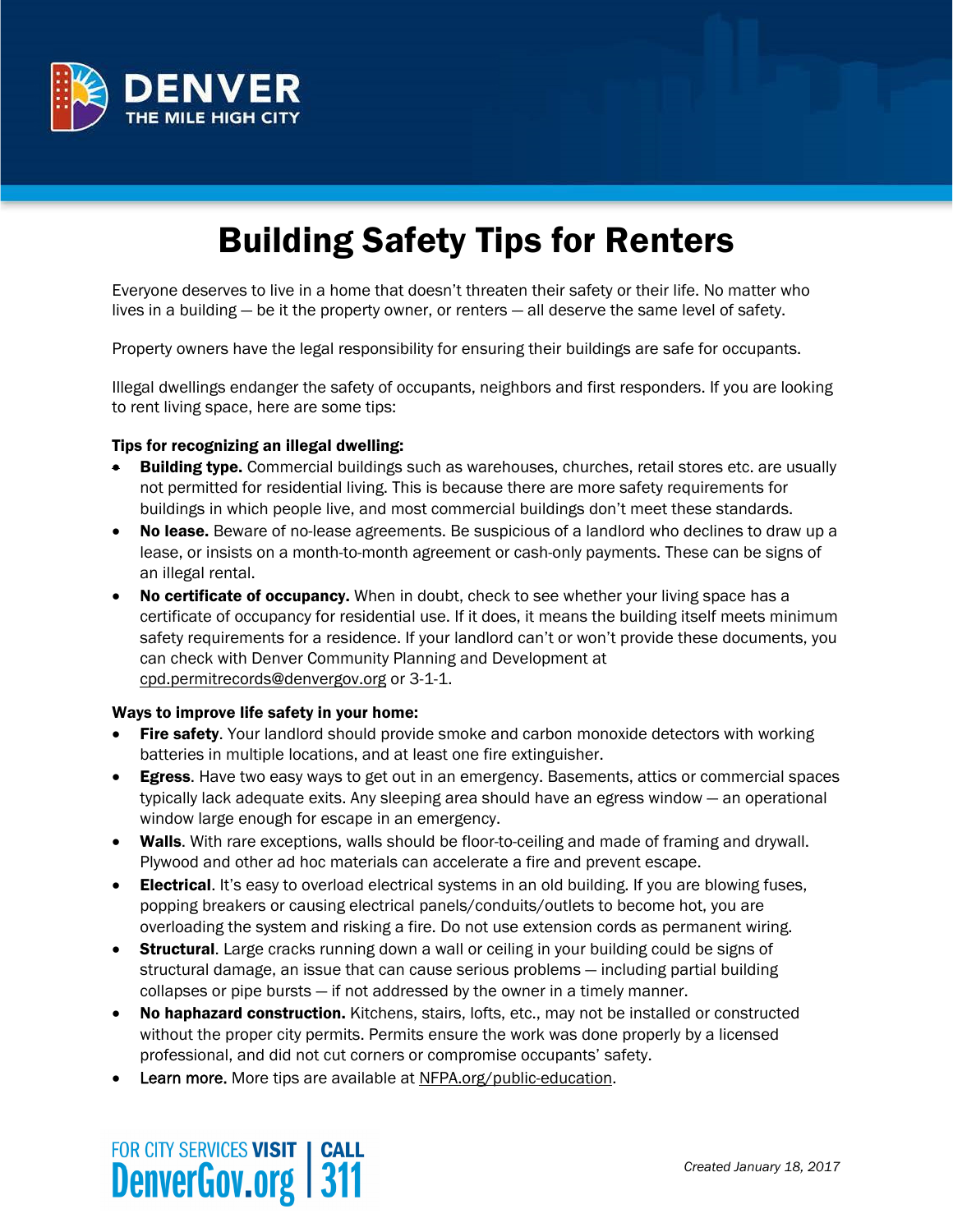DENVER
THE MILE HIGH CITY

# Building Safety Tips for Renters

Everyone deserves to live in a home that doesn't threaten their safety or their life. No matter who lives in a building — be it the property owner, or renters — all deserve the same level of safety.

Property owners have the legal responsibility for ensuring their buildings are safe for occupants.

Illegal dwellings endanger the safety of occupants, neighbors and first responders. If you are looking to rent living space, here are some tips:

**Tips for recognizing an illegal dwelling:**

- **Building type.** Commercial buildings such as warehouses, churches, retail stores etc. are usually not permitted for residential living. This is because there are more safety requirements for buildings in which people live, and most commercial buildings don't meet these standards.
- **No lease.** Beware of no-lease agreements. Be suspicious of a landlord who declines to draw up a lease, or insists on a month-to-month agreement or cash-only payments. These can be signs of an illegal rental.
- **No certificate of occupancy.** When in doubt, check to see whether your living space has a certificate of occupancy for residential use. If it does, it means the building itself meets minimum safety requirements for a residence. If your landlord can't or won't provide these documents, you can check with Denver Community Planning and Development at cpd.permitrecords@denvergov.org or 3-1-1.

**Ways to improve life safety in your home:**

- **Fire safety**. Your landlord should provide smoke and carbon monoxide detectors with working batteries in multiple locations, and at least one fire extinguisher.
- **Egress**. Have two easy ways to get out in an emergency. Basements, attics or commercial spaces typically lack adequate exits. Any sleeping area should have an egress window — an operational window large enough for escape in an emergency.
- **Walls**. With rare exceptions, walls should be floor-to-ceiling and made of framing and drywall. Plywood and other ad hoc materials can accelerate a fire and prevent escape.
- **Electrical**. It's easy to overload electrical systems in an old building. If you are blowing fuses, popping breakers or causing electrical panels/conduits/outlets to become hot, you are overloading the system and risking a fire. Do not use extension cords as permanent wiring.
- **Structural**. Large cracks running down a wall or ceiling in your building could be signs of structural damage, an issue that can cause serious problems — including partial building collapses or pipe bursts — if not addressed by the owner in a timely manner.
- **No haphazard construction.** Kitchens, stairs, lofts, etc., may not be installed or constructed without the proper city permits. Permits ensure the work was done properly by a licensed professional, and did not cut corners or compromise occupants' safety.
- **Learn more.** More tips are available at NFPA.org/public-education.

FOR CITY SERVICES **VISIT** DenverGov.org | **CALL** 311

*Created January 18, 2017*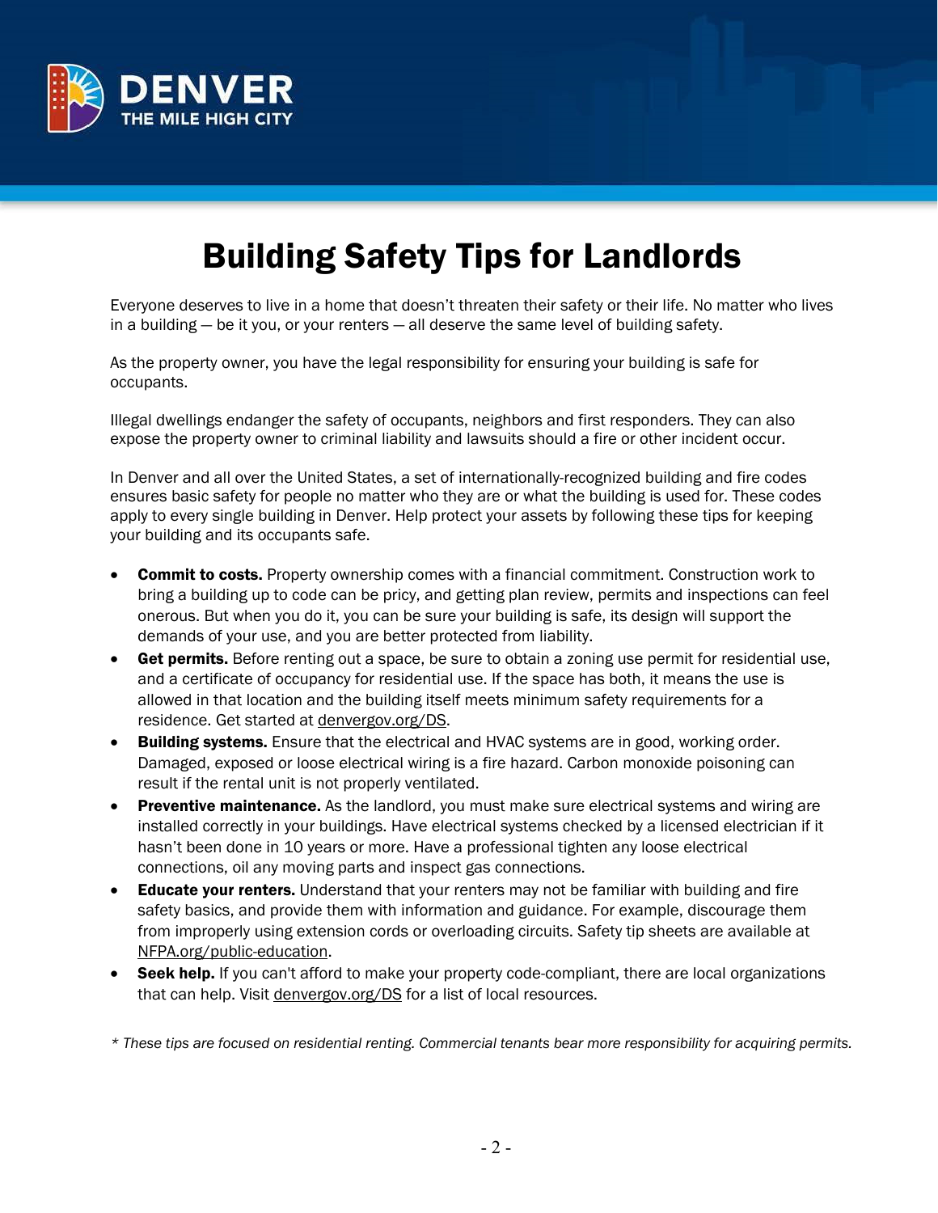# Building Safety Tips for Landlords

Everyone deserves to live in a home that doesn't threaten their safety or their life. No matter who lives in a building — be it you, or your renters — all deserve the same level of building safety.

As the property owner, you have the legal responsibility for ensuring your building is safe for occupants.

Illegal dwellings endanger the safety of occupants, neighbors and first responders. They can also expose the property owner to criminal liability and lawsuits should a fire or other incident occur.

In Denver and all over the United States, a set of internationally-recognized building and fire codes ensures basic safety for people no matter who they are or what the building is used for. These codes apply to every single building in Denver. Help protect your assets by following these tips for keeping your building and its occupants safe.

- **Commit to costs.** Property ownership comes with a financial commitment. Construction work to bring a building up to code can be pricy, and getting plan review, permits and inspections can feel onerous. But when you do it, you can be sure your building is safe, its design will support the demands of your use, and you are better protected from liability.
- **Get permits.** Before renting out a space, be sure to obtain a zoning use permit for residential use, and a certificate of occupancy for residential use. If the space has both, it means the use is allowed in that location and the building itself meets minimum safety requirements for a residence. Get started at denvergov.org/DS.
- **Building systems.** Ensure that the electrical and HVAC systems are in good, working order. Damaged, exposed or loose electrical wiring is a fire hazard. Carbon monoxide poisoning can result if the rental unit is not properly ventilated.
- **Preventive maintenance.** As the landlord, you must make sure electrical systems and wiring are installed correctly in your buildings. Have electrical systems checked by a licensed electrician if it hasn't been done in 10 years or more. Have a professional tighten any loose electrical connections, oil any moving parts and inspect gas connections.
- **Educate your renters.** Understand that your renters may not be familiar with building and fire safety basics, and provide them with information and guidance. For example, discourage them from improperly using extension cords or overloading circuits. Safety tip sheets are available at NFPA.org/public-education.
- **Seek help.** If you can't afford to make your property code-compliant, there are local organizations that can help. Visit denvergov.org/DS for a list of local resources.

*\* These tips are focused on residential renting. Commercial tenants bear more responsibility for acquiring permits.*